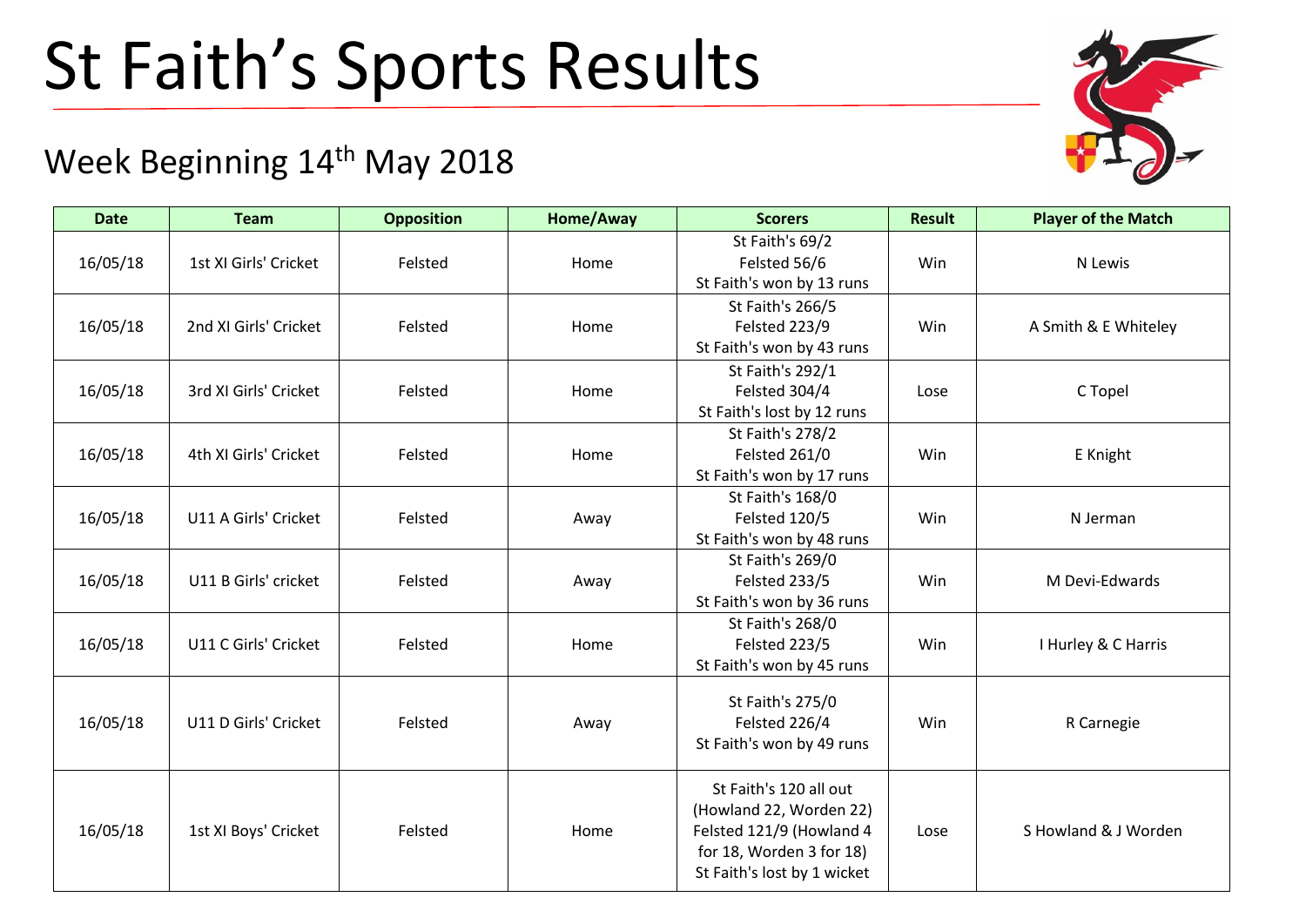# St Faith's Sports Results

## Week Beginning 14th May 2018

| Date | Team | Opposition | Home/Away | Scorers | Result | Player of the Match |
|---|---|---|---|---|---|---|
| 16/05/18 | 1st XI Girls' Cricket | Felsted | Home | St Faith's 69/2<br>Felsted 56/6<br>St Faith's won by 13 runs | Win | N Lewis |
| 16/05/18 | 2nd XI Girls' Cricket | Felsted | Home | St Faith's 266/5<br>Felsted 223/9<br>St Faith's won by 43 runs | Win | A Smith & E Whiteley |
| 16/05/18 | 3rd XI Girls' Cricket | Felsted | Home | St Faith's 292/1<br>Felsted 304/4<br>St Faith's lost by 12 runs | Lose | C Topel |
| 16/05/18 | 4th XI Girls' Cricket | Felsted | Home | St Faith's 278/2<br>Felsted 261/0<br>St Faith's won by 17 runs | Win | E Knight |
| 16/05/18 | U11 A Girls' Cricket | Felsted | Away | St Faith's 168/0<br>Felsted 120/5<br>St Faith's won by 48 runs | Win | N Jerman |
| 16/05/18 | U11 B Girls' cricket | Felsted | Away | St Faith's 269/0<br>Felsted 233/5<br>St Faith's won by 36 runs | Win | M Devi-Edwards |
| 16/05/18 | U11 C Girls' Cricket | Felsted | Home | St Faith's 268/0<br>Felsted 223/5<br>St Faith's won by 45 runs | Win | I Hurley & C Harris |
| 16/05/18 | U11 D Girls' Cricket | Felsted | Away | St Faith's 275/0<br>Felsted 226/4<br>St Faith's won by 49 runs | Win | R Carnegie |
| 16/05/18 | 1st XI Boys' Cricket | Felsted | Home | St Faith's 120 all out (Howland 22, Worden 22)<br>Felsted 121/9 (Howland 4 for 18, Worden 3 for 18)<br>St Faith's lost by 1 wicket | Lose | S Howland & J Worden |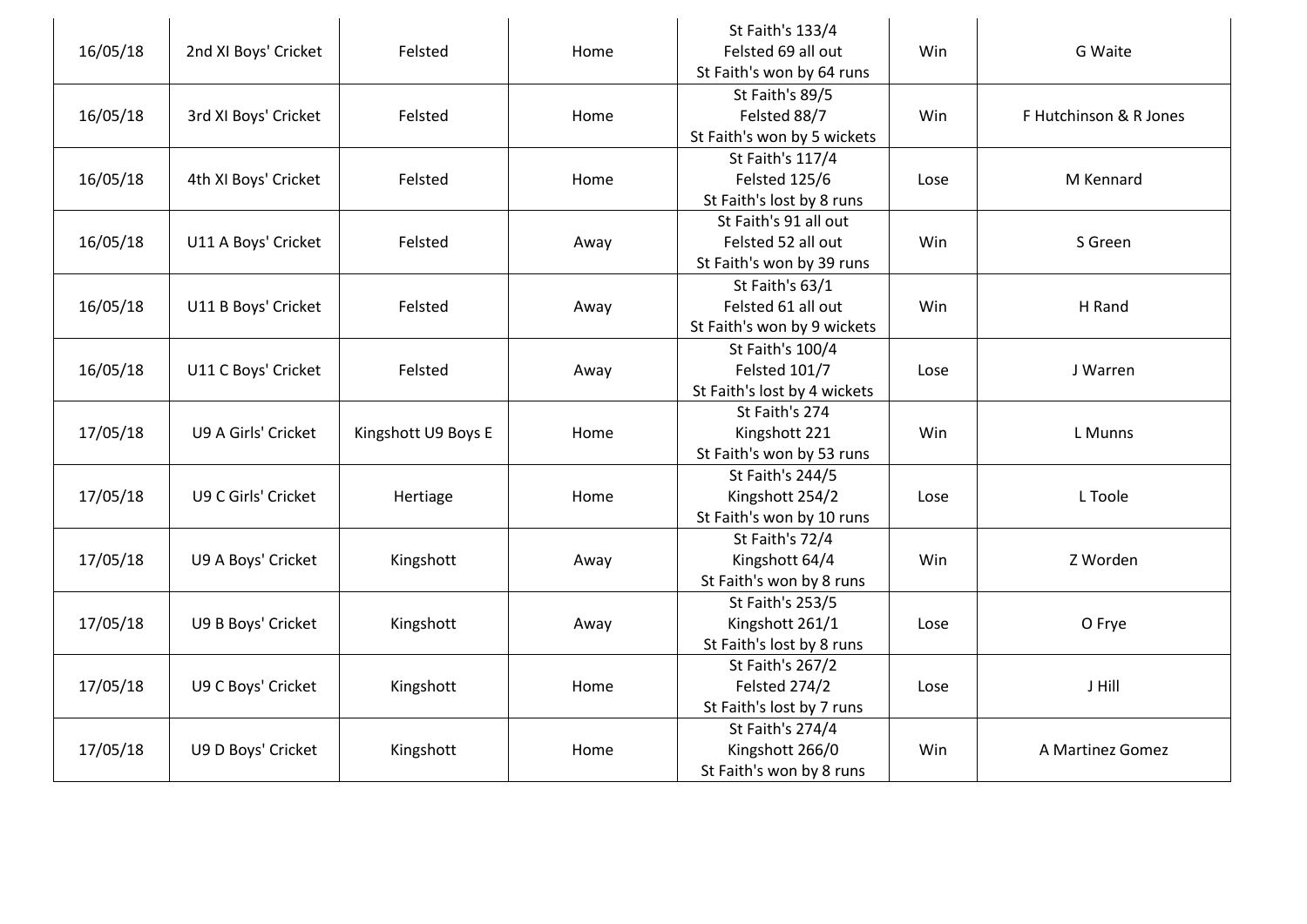| | | | | | | |
|---|---|---|---|---|---|---|
| 16/05/18 | 2nd XI Boys' Cricket | Felsted | Home | St Faith's 133/4<br>Felsted 69 all out<br>St Faith's won by 64 runs | Win | G Waite |
| 16/05/18 | 3rd XI Boys' Cricket | Felsted | Home | St Faith's 89/5<br>Felsted 88/7<br>St Faith's won by 5 wickets | Win | F Hutchinson & R Jones |
| 16/05/18 | 4th XI Boys' Cricket | Felsted | Home | St Faith's 117/4<br>Felsted 125/6<br>St Faith's lost by 8 runs | Lose | M Kennard |
| 16/05/18 | U11 A Boys' Cricket | Felsted | Away | St Faith's 91 all out<br>Felsted 52 all out<br>St Faith's won by 39 runs | Win | S Green |
| 16/05/18 | U11 B Boys' Cricket | Felsted | Away | St Faith's 63/1<br>Felsted 61 all out<br>St Faith's won by 9 wickets | Win | H Rand |
| 16/05/18 | U11 C Boys' Cricket | Felsted | Away | St Faith's 100/4<br>Felsted 101/7<br>St Faith's lost by 4 wickets | Lose | J Warren |
| 17/05/18 | U9 A Girls' Cricket | Kingshott U9 Boys E | Home | St Faith's 274<br>Kingshott 221<br>St Faith's won by 53 runs | Win | L Munns |
| 17/05/18 | U9 C Girls' Cricket | Hertiage | Home | St Faith's 244/5<br>Kingshott 254/2<br>St Faith's won by 10 runs | Lose | L Toole |
| 17/05/18 | U9 A Boys' Cricket | Kingshott | Away | St Faith's 72/4<br>Kingshott 64/4<br>St Faith's won by 8 runs | Win | Z Worden |
| 17/05/18 | U9 B Boys' Cricket | Kingshott | Away | St Faith's 253/5<br>Kingshott 261/1<br>St Faith's lost by 8 runs | Lose | O Frye |
| 17/05/18 | U9 C Boys' Cricket | Kingshott | Home | St Faith's 267/2<br>Felsted 274/2<br>St Faith's lost by 7 runs | Lose | J Hill |
| 17/05/18 | U9 D Boys' Cricket | Kingshott | Home | St Faith's 274/4<br>Kingshott 266/0<br>St Faith's won by 8 runs | Win | A Martinez Gomez |